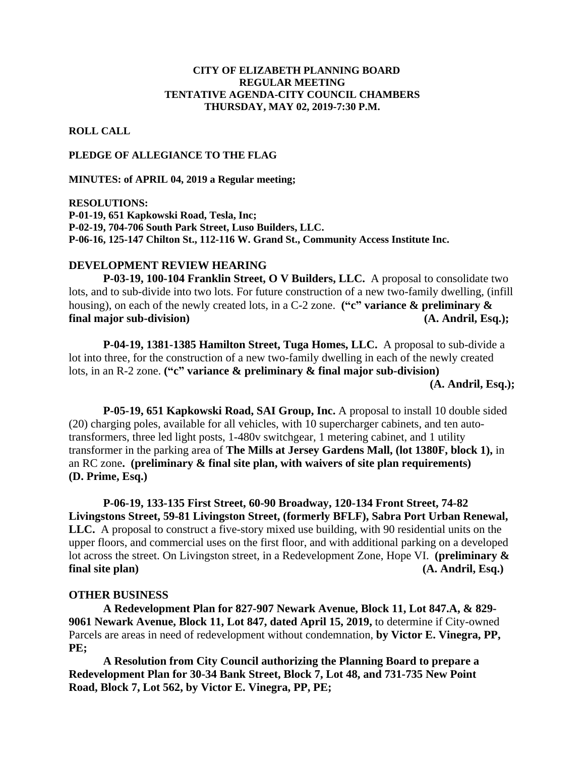**CITY OF ELIZABETH PLANNING BOARD**
**REGULAR MEETING**
**TENTATIVE AGENDA-CITY COUNCIL CHAMBERS**
**THURSDAY, MAY 02, 2019-7:30 P.M.**

**ROLL CALL**

**PLEDGE OF ALLEGIANCE TO THE FLAG**

**MINUTES: of APRIL 04, 2019 a Regular meeting;**

**RESOLUTIONS:**
**P-01-19, 651 Kapkowski Road, Tesla, Inc;**
**P-02-19, 704-706 South Park Street, Luso Builders, LLC.**
**P-06-16, 125-147 Chilton St., 112-116 W. Grand St., Community Access Institute Inc.**

**DEVELOPMENT REVIEW HEARING**

**P-03-19, 100-104 Franklin Street, O V Builders, LLC.** A proposal to consolidate two lots, and to sub-divide into two lots. For future construction of a new two-family dwelling, (infill housing), on each of the newly created lots, in a C-2 zone. **("c" variance & preliminary & final major sub-division) (A. Andril, Esq.);**

**P-04-19, 1381-1385 Hamilton Street, Tuga Homes, LLC.** A proposal to sub-divide a lot into three, for the construction of a new two-family dwelling in each of the newly created lots, in an R-2 zone. **("c" variance & preliminary & final major sub-division) (A. Andril, Esq.);**

**P-05-19, 651 Kapkowski Road, SAI Group, Inc.** A proposal to install 10 double sided (20) charging poles, available for all vehicles, with 10 supercharger cabinets, and ten auto-transformers, three led light posts, 1-480v switchgear, 1 metering cabinet, and 1 utility transformer in the parking area of **The Mills at Jersey Gardens Mall, (lot 1380F, block 1),** in an RC zone**. (preliminary & final site plan, with waivers of site plan requirements) (D. Prime, Esq.)**

**P-06-19, 133-135 First Street, 60-90 Broadway, 120-134 Front Street, 74-82 Livingstons Street, 59-81 Livingston Street, (formerly BFLF), Sabra Port Urban Renewal, LLC.** A proposal to construct a five-story mixed use building, with 90 residential units on the upper floors, and commercial uses on the first floor, and with additional parking on a developed lot across the street. On Livingston street, in a Redevelopment Zone, Hope VI. **(preliminary & final site plan) (A. Andril, Esq.)**

**OTHER BUSINESS**

**A Redevelopment Plan for 827-907 Newark Avenue, Block 11, Lot 847.A, & 829-9061 Newark Avenue, Block 11, Lot 847, dated April 15, 2019,** to determine if City-owned Parcels are areas in need of redevelopment without condemnation, **by Victor E. Vinegra, PP, PE;**

**A Resolution from City Council authorizing the Planning Board to prepare a Redevelopment Plan for 30-34 Bank Street, Block 7, Lot 48, and 731-735 New Point Road, Block 7, Lot 562, by Victor E. Vinegra, PP, PE;**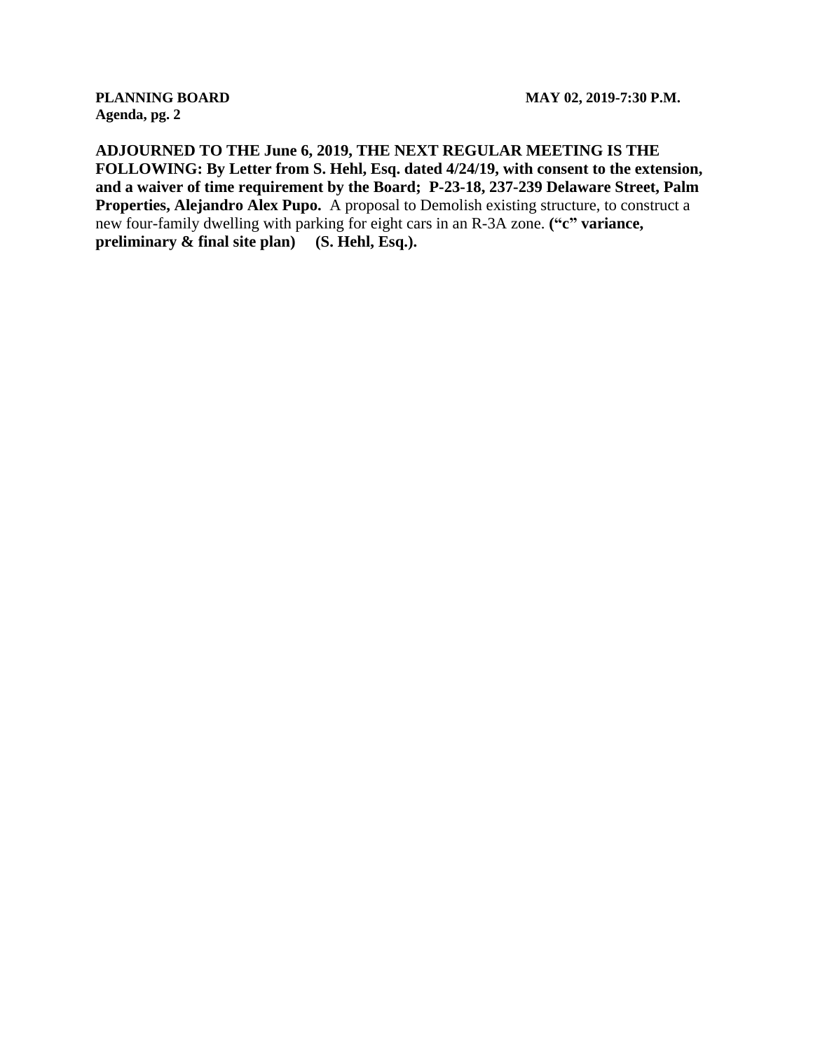**ADJOURNED TO THE June 6, 2019, THE NEXT REGULAR MEETING IS THE FOLLOWING: By Letter from S. Hehl, Esq. dated 4/24/19, with consent to the extension, and a waiver of time requirement by the Board; P-23-18, 237-239 Delaware Street, Palm Properties, Alejandro Alex Pupo.** A proposal to Demolish existing structure, to construct a new four-family dwelling with parking for eight cars in an R-3A zone. **("c" variance, preliminary & final site plan) (S. Hehl, Esq.).**